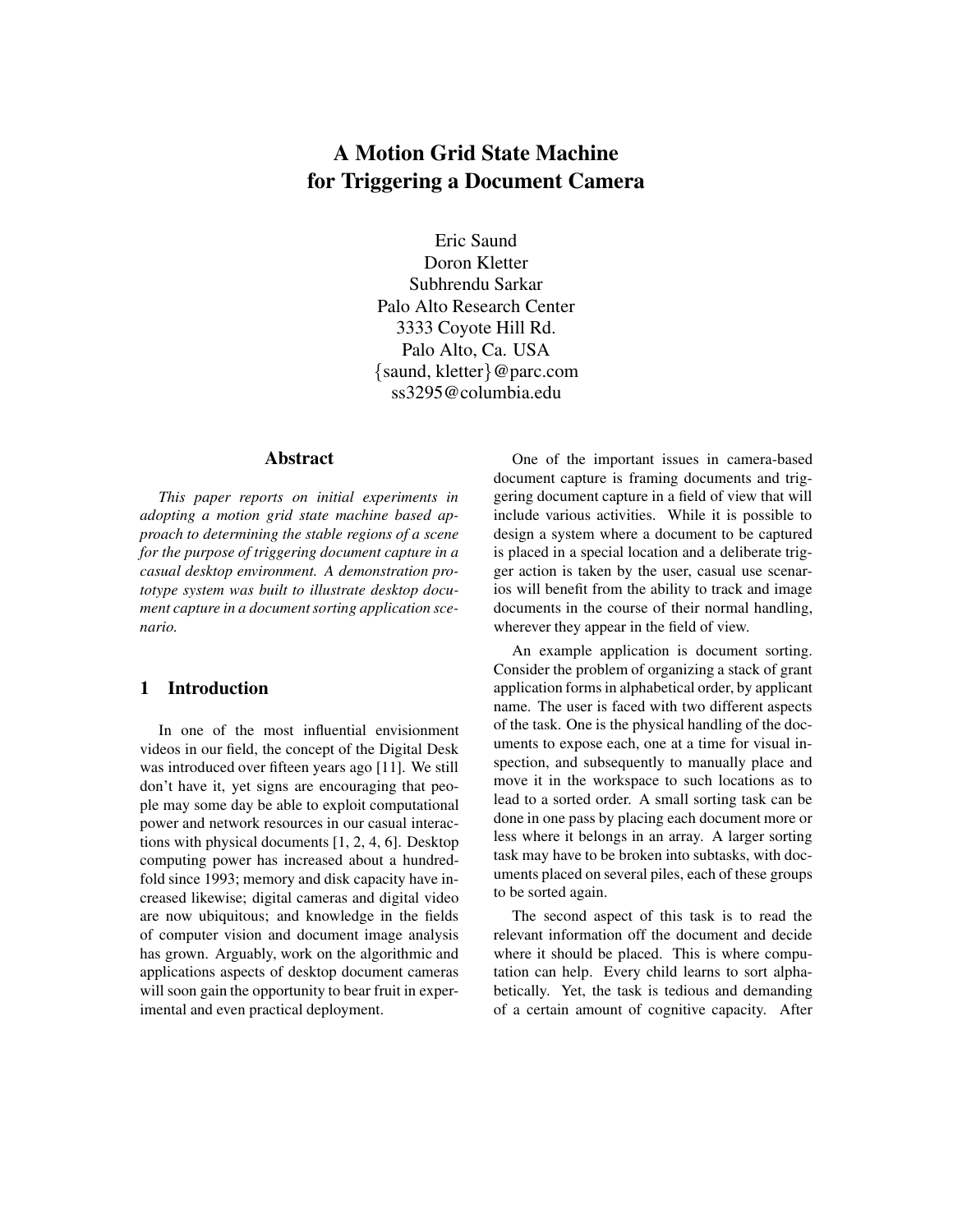# A Motion Grid State Machine for Triggering a Document Camera

Eric Saund
Doron Kletter
Subhrendu Sarkar
Palo Alto Research Center
3333 Coyote Hill Rd.
Palo Alto, Ca. USA
{saund, kletter}@parc.com
ss3295@columbia.edu

## Abstract

*This paper reports on initial experiments in adopting a motion grid state machine based approach to determining the stable regions of a scene for the purpose of triggering document capture in a casual desktop environment. A demonstration prototype system was built to illustrate desktop document capture in a document sorting application scenario.*

## 1 Introduction

In one of the most influential envisionment videos in our field, the concept of the Digital Desk was introduced over fifteen years ago [11]. We still don't have it, yet signs are encouraging that people may some day be able to exploit computational power and network resources in our casual interactions with physical documents [1, 2, 4, 6]. Desktop computing power has increased about a hundred-fold since 1993; memory and disk capacity have increased likewise; digital cameras and digital video are now ubiquitous; and knowledge in the fields of computer vision and document image analysis has grown. Arguably, work on the algorithmic and applications aspects of desktop document cameras will soon gain the opportunity to bear fruit in experimental and even practical deployment.

One of the important issues in camera-based document capture is framing documents and triggering document capture in a field of view that will include various activities. While it is possible to design a system where a document to be captured is placed in a special location and a deliberate trigger action is taken by the user, casual use scenarios will benefit from the ability to track and image documents in the course of their normal handling, wherever they appear in the field of view.

An example application is document sorting. Consider the problem of organizing a stack of grant application forms in alphabetical order, by applicant name. The user is faced with two different aspects of the task. One is the physical handling of the documents to expose each, one at a time for visual inspection, and subsequently to manually place and move it in the workspace to such locations as to lead to a sorted order. A small sorting task can be done in one pass by placing each document more or less where it belongs in an array. A larger sorting task may have to be broken into subtasks, with documents placed on several piles, each of these groups to be sorted again.

The second aspect of this task is to read the relevant information off the document and decide where it should be placed. This is where computation can help. Every child learns to sort alphabetically. Yet, the task is tedious and demanding of a certain amount of cognitive capacity. After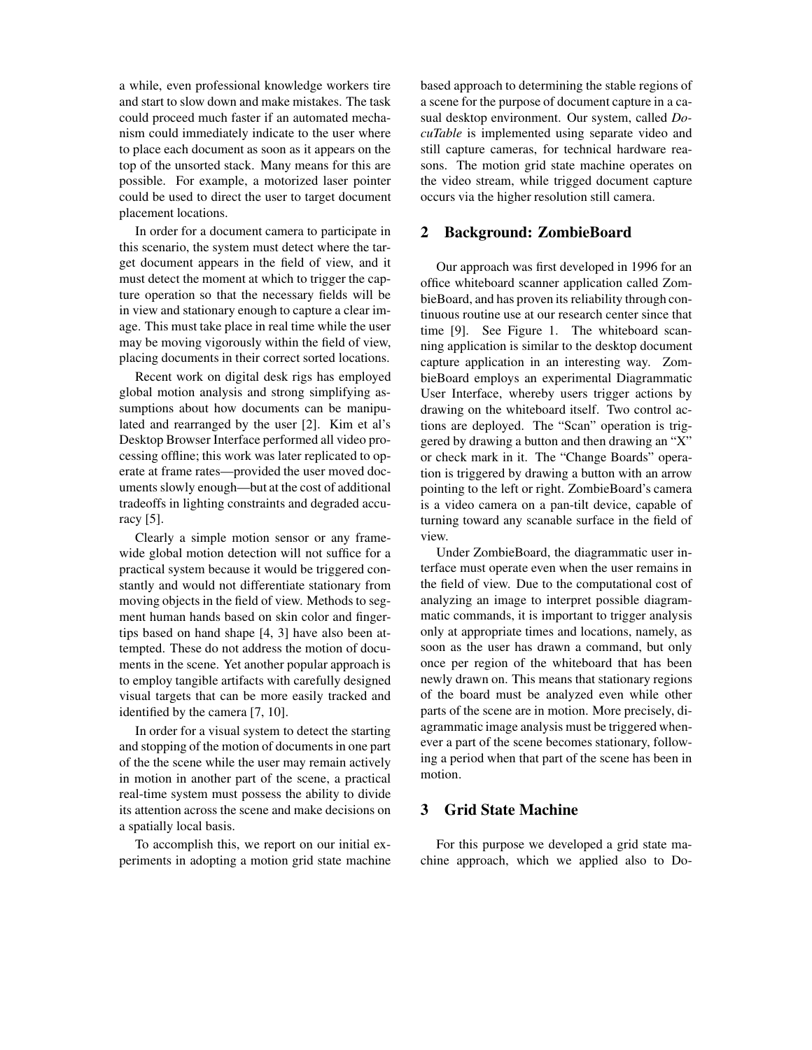a while, even professional knowledge workers tire and start to slow down and make mistakes. The task could proceed much faster if an automated mechanism could immediately indicate to the user where to place each document as soon as it appears on the top of the unsorted stack. Many means for this are possible. For example, a motorized laser pointer could be used to direct the user to target document placement locations.

In order for a document camera to participate in this scenario, the system must detect where the target document appears in the field of view, and it must detect the moment at which to trigger the capture operation so that the necessary fields will be in view and stationary enough to capture a clear image. This must take place in real time while the user may be moving vigorously within the field of view, placing documents in their correct sorted locations.

Recent work on digital desk rigs has employed global motion analysis and strong simplifying assumptions about how documents can be manipulated and rearranged by the user [2]. Kim et al's Desktop Browser Interface performed all video processing offline; this work was later replicated to operate at frame rates—provided the user moved documents slowly enough—but at the cost of additional tradeoffs in lighting constraints and degraded accuracy [5].

Clearly a simple motion sensor or any frame-wide global motion detection will not suffice for a practical system because it would be triggered constantly and would not differentiate stationary from moving objects in the field of view. Methods to segment human hands based on skin color and fingertips based on hand shape [4, 3] have also been attempted. These do not address the motion of documents in the scene. Yet another popular approach is to employ tangible artifacts with carefully designed visual targets that can be more easily tracked and identified by the camera [7, 10].

In order for a visual system to detect the starting and stopping of the motion of documents in one part of the the scene while the user may remain actively in motion in another part of the scene, a practical real-time system must possess the ability to divide its attention across the scene and make decisions on a spatially local basis.

To accomplish this, we report on our initial experiments in adopting a motion grid state machine based approach to determining the stable regions of a scene for the purpose of document capture in a casual desktop environment. Our system, called *DocuTable* is implemented using separate video and still capture cameras, for technical hardware reasons. The motion grid state machine operates on the video stream, while trigged document capture occurs via the higher resolution still camera.

## 2 Background: ZombieBoard

Our approach was first developed in 1996 for an office whiteboard scanner application called ZombieBoard, and has proven its reliability through continuous routine use at our research center since that time [9]. See Figure 1. The whiteboard scanning application is similar to the desktop document capture application in an interesting way. ZombieBoard employs an experimental Diagrammatic User Interface, whereby users trigger actions by drawing on the whiteboard itself. Two control actions are deployed. The "Scan" operation is triggered by drawing a button and then drawing an "X" or check mark in it. The "Change Boards" operation is triggered by drawing a button with an arrow pointing to the left or right. ZombieBoard's camera is a video camera on a pan-tilt device, capable of turning toward any scanable surface in the field of view.

Under ZombieBoard, the diagrammatic user interface must operate even when the user remains in the field of view. Due to the computational cost of analyzing an image to interpret possible diagrammatic commands, it is important to trigger analysis only at appropriate times and locations, namely, as soon as the user has drawn a command, but only once per region of the whiteboard that has been newly drawn on. This means that stationary regions of the board must be analyzed even while other parts of the scene are in motion. More precisely, diagrammatic image analysis must be triggered whenever a part of the scene becomes stationary, following a period when that part of the scene has been in motion.

## 3 Grid State Machine

For this purpose we developed a grid state machine approach, which we applied also to Do-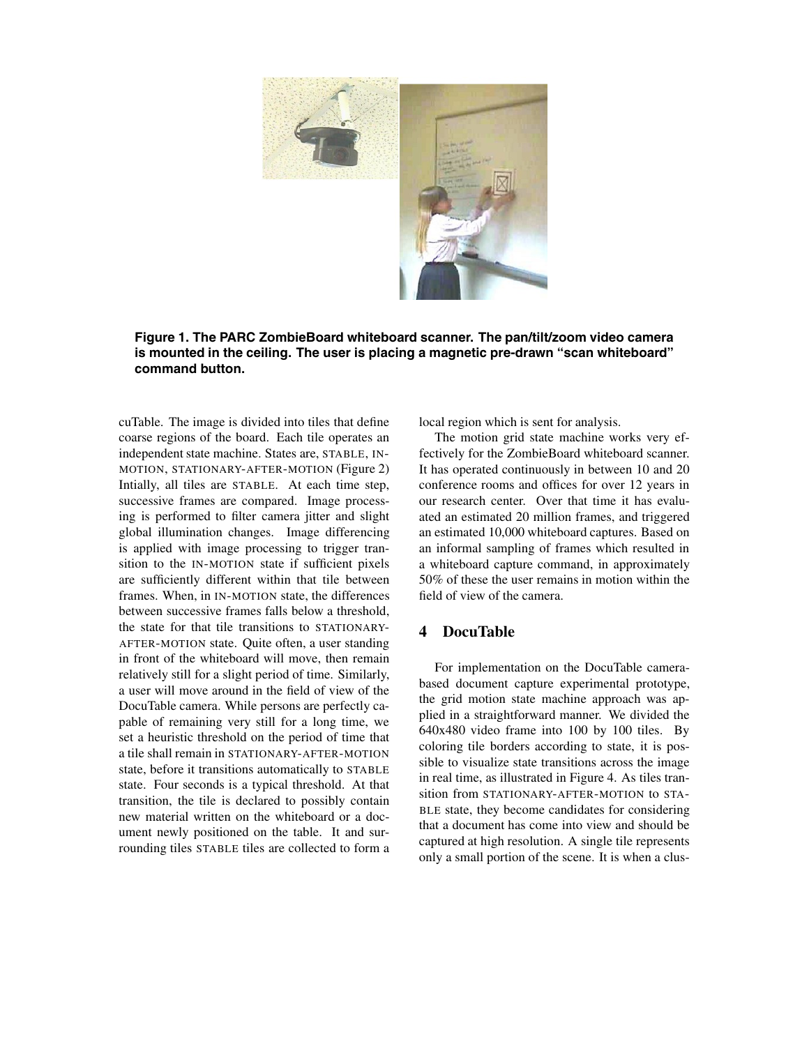**Figure 1. The PARC ZombieBoard whiteboard scanner. The pan/tilt/zoom video camera is mounted in the ceiling. The user is placing a magnetic pre-drawn "scan whiteboard" command button.**

cuTable. The image is divided into tiles that define coarse regions of the board. Each tile operates an independent state machine. States are, STABLE, IN-MOTION, STATIONARY-AFTER-MOTION (Figure 2) Intially, all tiles are STABLE. At each time step, successive frames are compared. Image processing is performed to filter camera jitter and slight global illumination changes. Image differencing is applied with image processing to trigger transition to the IN-MOTION state if sufficient pixels are sufficiently different within that tile between frames. When, in IN-MOTION state, the differences between successive frames falls below a threshold, the state for that tile transitions to STATIONARY-AFTER-MOTION state. Quite often, a user standing in front of the whiteboard will move, then remain relatively still for a slight period of time. Similarly, a user will move around in the field of view of the DocuTable camera. While persons are perfectly capable of remaining very still for a long time, we set a heuristic threshold on the period of time that a tile shall remain in STATIONARY-AFTER-MOTION state, before it transitions automatically to STABLE state. Four seconds is a typical threshold. At that transition, the tile is declared to possibly contain new material written on the whiteboard or a document newly positioned on the table. It and surrounding tiles STABLE tiles are collected to form a local region which is sent for analysis.

The motion grid state machine works very effectively for the ZombieBoard whiteboard scanner. It has operated continuously in between 10 and 20 conference rooms and offices for over 12 years in our research center. Over that time it has evaluated an estimated 20 million frames, and triggered an estimated 10,000 whiteboard captures. Based on an informal sampling of frames which resulted in a whiteboard capture command, in approximately 50% of these the user remains in motion within the field of view of the camera.

## 4 DocuTable

For implementation on the DocuTable camera-based document capture experimental prototype, the grid motion state machine approach was applied in a straightforward manner. We divided the 640x480 video frame into 100 by 100 tiles. By coloring tile borders according to state, it is possible to visualize state transitions across the image in real time, as illustrated in Figure 4. As tiles transition from STATIONARY-AFTER-MOTION to STABLE state, they become candidates for considering that a document has come into view and should be captured at high resolution. A single tile represents only a small portion of the scene. It is when a clus-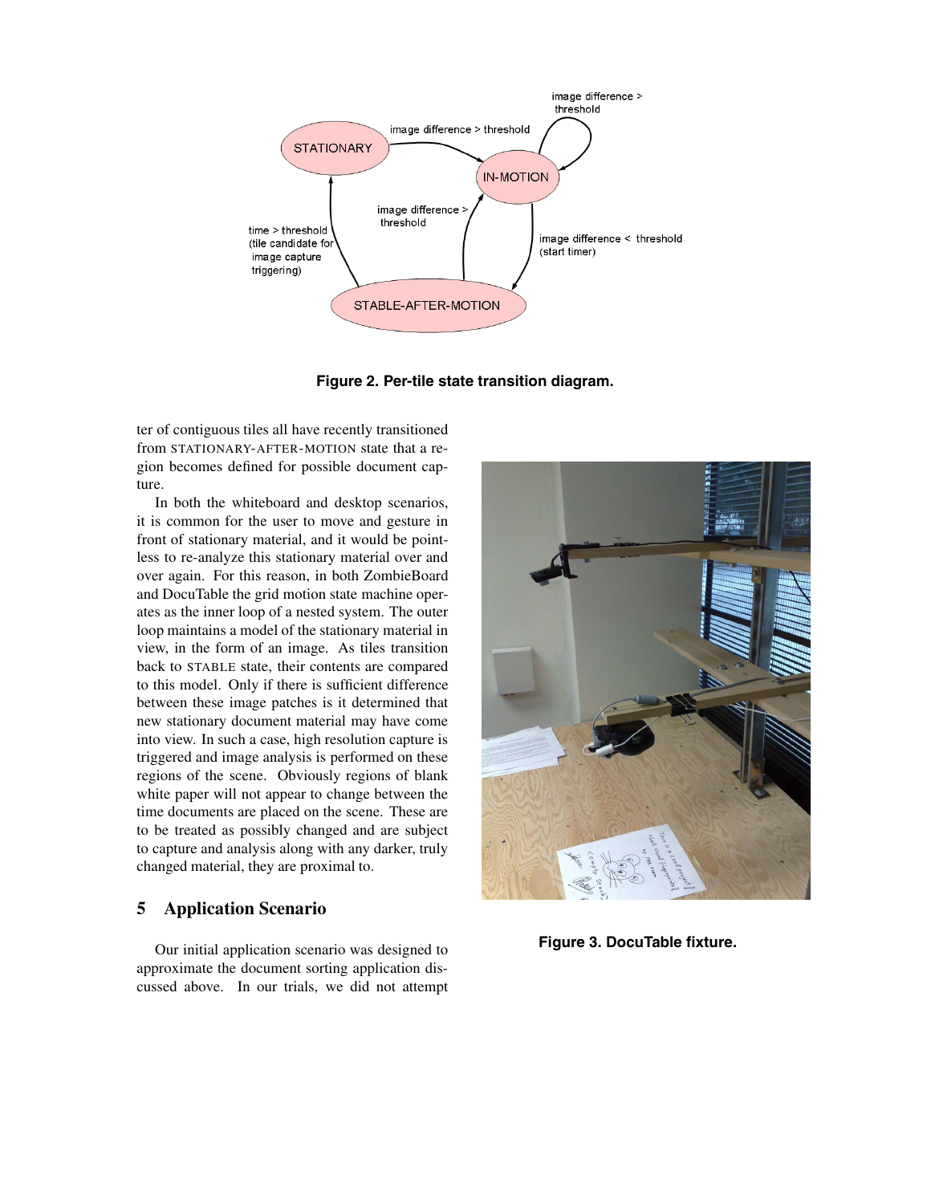image difference > threshold

STATIONARY

image difference > threshold

IN-MOTION

image difference > threshold

time > threshold (tile candidate for image capture triggering)

image difference < threshold (start timer)

STABLE-AFTER-MOTION

**Figure 2. Per-tile state transition diagram.**

ter of contiguous tiles all have recently transitioned from STATIONARY-AFTER-MOTION state that a region becomes defined for possible document capture.

In both the whiteboard and desktop scenarios, it is common for the user to move and gesture in front of stationary material, and it would be pointless to re-analyze this stationary material over and over again. For this reason, in both ZombieBoard and DocuTable the grid motion state machine operates as the inner loop of a nested system. The outer loop maintains a model of the stationary material in view, in the form of an image. As tiles transition back to STABLE state, their contents are compared to this model. Only if there is sufficient difference between these image patches is it determined that new stationary document material may have come into view. In such a case, high resolution capture is triggered and image analysis is performed on these regions of the scene. Obviously regions of blank white paper will not appear to change between the time documents are placed on the scene. These are to be treated as possibly changed and are subject to capture and analysis along with any darker, truly changed material, they are proximal to.

## 5 Application Scenario

Our initial application scenario was designed to approximate the document sorting application discussed above. In our trials, we did not attempt

**Figure 3. DocuTable fixture.**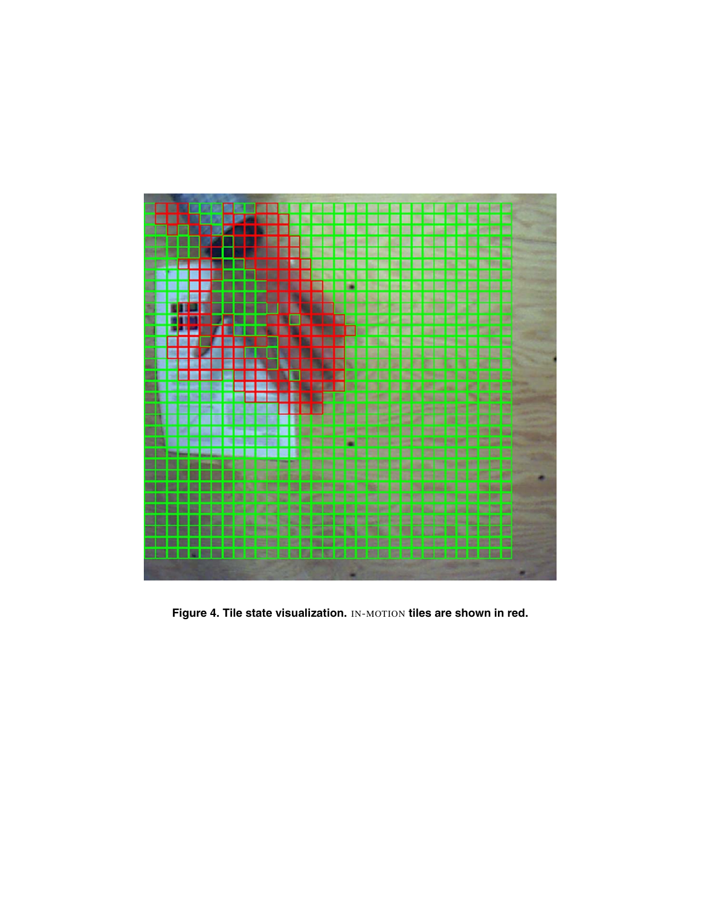**Figure 4. Tile state visualization.** IN-MOTION **tiles are shown in red.**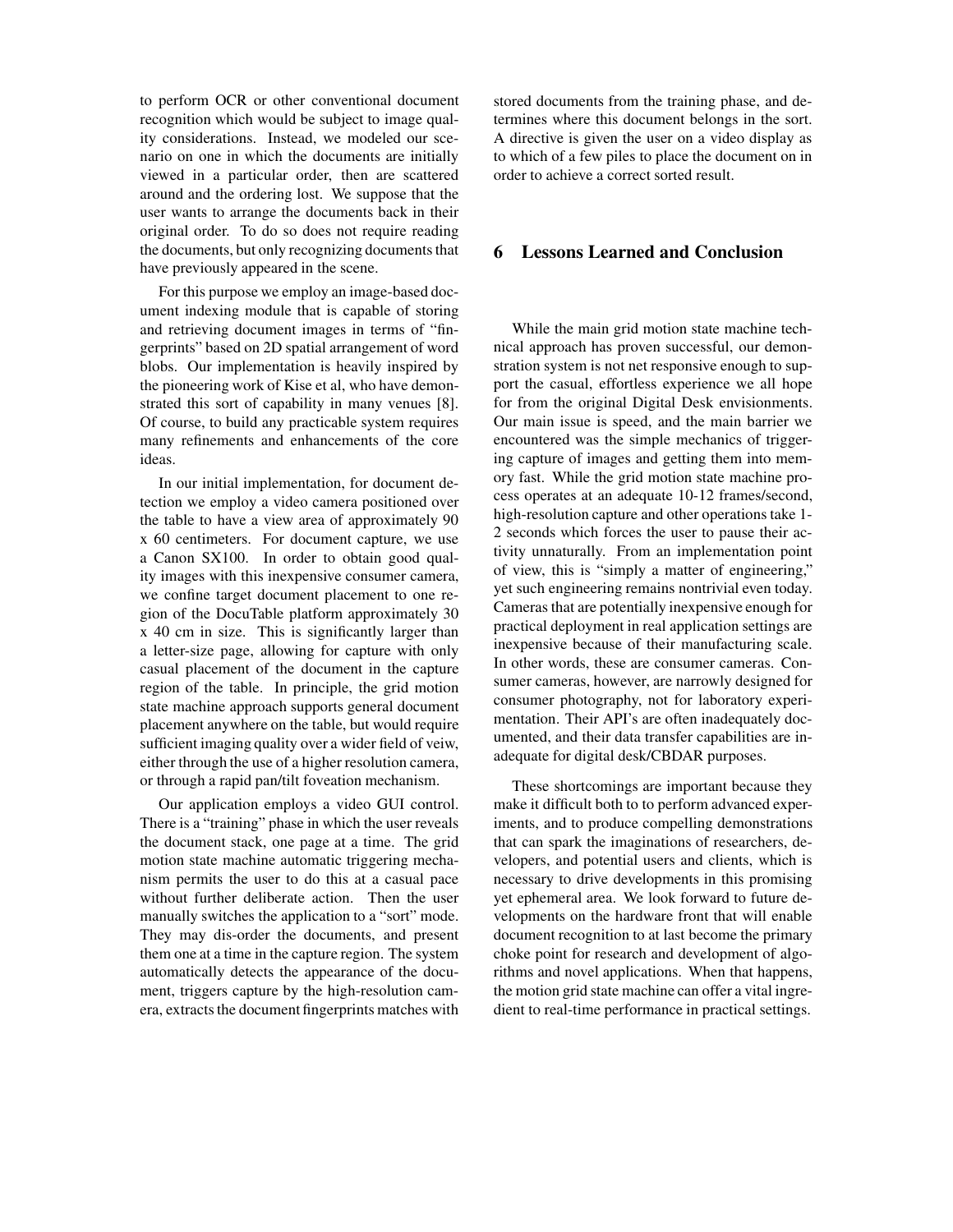to perform OCR or other conventional document recognition which would be subject to image quality considerations. Instead, we modeled our scenario on one in which the documents are initially viewed in a particular order, then are scattered around and the ordering lost. We suppose that the user wants to arrange the documents back in their original order. To do so does not require reading the documents, but only recognizing documents that have previously appeared in the scene.

For this purpose we employ an image-based document indexing module that is capable of storing and retrieving document images in terms of "fingerprints" based on 2D spatial arrangement of word blobs. Our implementation is heavily inspired by the pioneering work of Kise et al, who have demonstrated this sort of capability in many venues [8]. Of course, to build any practicable system requires many refinements and enhancements of the core ideas.

In our initial implementation, for document detection we employ a video camera positioned over the table to have a view area of approximately 90 x 60 centimeters. For document capture, we use a Canon SX100. In order to obtain good quality images with this inexpensive consumer camera, we confine target document placement to one region of the DocuTable platform approximately 30 x 40 cm in size. This is significantly larger than a letter-size page, allowing for capture with only casual placement of the document in the capture region of the table. In principle, the grid motion state machine approach supports general document placement anywhere on the table, but would require sufficient imaging quality over a wider field of veiw, either through the use of a higher resolution camera, or through a rapid pan/tilt foveation mechanism.

Our application employs a video GUI control. There is a "training" phase in which the user reveals the document stack, one page at a time. The grid motion state machine automatic triggering mechanism permits the user to do this at a casual pace without further deliberate action. Then the user manually switches the application to a "sort" mode. They may dis-order the documents, and present them one at a time in the capture region. The system automatically detects the appearance of the document, triggers capture by the high-resolution camera, extracts the document fingerprints matches with stored documents from the training phase, and determines where this document belongs in the sort. A directive is given the user on a video display as to which of a few piles to place the document on in order to achieve a correct sorted result.

## 6 Lessons Learned and Conclusion

While the main grid motion state machine technical approach has proven successful, our demonstration system is not net responsive enough to support the casual, effortless experience we all hope for from the original Digital Desk envisionments. Our main issue is speed, and the main barrier we encountered was the simple mechanics of triggering capture of images and getting them into memory fast. While the grid motion state machine process operates at an adequate 10-12 frames/second, high-resolution capture and other operations take 1-2 seconds which forces the user to pause their activity unnaturally. From an implementation point of view, this is "simply a matter of engineering," yet such engineering remains nontrivial even today. Cameras that are potentially inexpensive enough for practical deployment in real application settings are inexpensive because of their manufacturing scale. In other words, these are consumer cameras. Consumer cameras, however, are narrowly designed for consumer photography, not for laboratory experimentation. Their API's are often inadequately documented, and their data transfer capabilities are inadequate for digital desk/CBDAR purposes.

These shortcomings are important because they make it difficult both to to perform advanced experiments, and to produce compelling demonstrations that can spark the imaginations of researchers, developers, and potential users and clients, which is necessary to drive developments in this promising yet ephemeral area. We look forward to future developments on the hardware front that will enable document recognition to at last become the primary choke point for research and development of algorithms and novel applications. When that happens, the motion grid state machine can offer a vital ingredient to real-time performance in practical settings.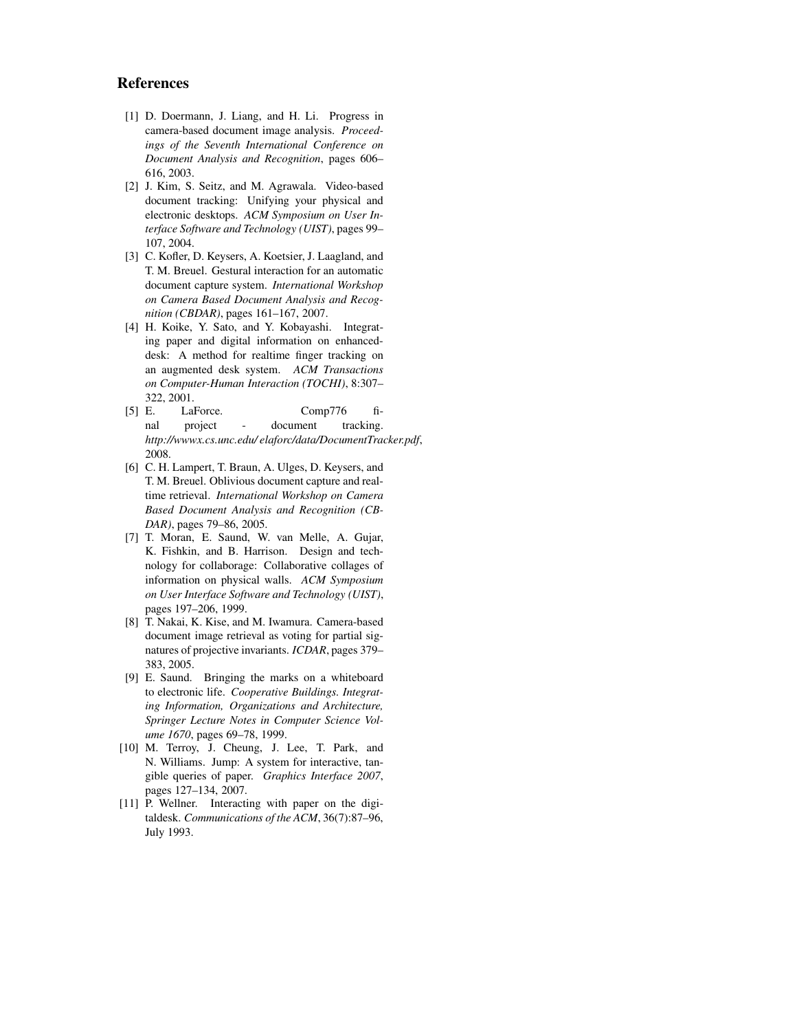## References

[1] D. Doermann, J. Liang, and H. Li. Progress in camera-based document image analysis. *Proceedings of the Seventh International Conference on Document Analysis and Recognition*, pages 606–616, 2003.

[2] J. Kim, S. Seitz, and M. Agrawala. Video-based document tracking: Unifying your physical and electronic desktops. *ACM Symposium on User Interface Software and Technology (UIST)*, pages 99–107, 2004.

[3] C. Kofler, D. Keysers, A. Koetsier, J. Laagland, and T. M. Breuel. Gestural interaction for an automatic document capture system. *International Workshop on Camera Based Document Analysis and Recognition (CBDAR)*, pages 161–167, 2007.

[4] H. Koike, Y. Sato, and Y. Kobayashi. Integrating paper and digital information on enhanceddesk: A method for realtime finger tracking on an augmented desk system. *ACM Transactions on Computer-Human Interaction (TOCHI)*, 8:307–322, 2001.

[5] E. LaForce. Comp776 final project - document tracking. *http://wwwx.cs.unc.edu/ elaforc/data/DocumentTracker.pdf*, 2008.

[6] C. H. Lampert, T. Braun, A. Ulges, D. Keysers, and T. M. Breuel. Oblivious document capture and realtime retrieval. *International Workshop on Camera Based Document Analysis and Recognition (CBDAR)*, pages 79–86, 2005.

[7] T. Moran, E. Saund, W. van Melle, A. Gujar, K. Fishkin, and B. Harrison. Design and technology for collaborage: Collaborative collages of information on physical walls. *ACM Symposium on User Interface Software and Technology (UIST)*, pages 197–206, 1999.

[8] T. Nakai, K. Kise, and M. Iwamura. Camera-based document image retrieval as voting for partial signatures of projective invariants. *ICDAR*, pages 379–383, 2005.

[9] E. Saund. Bringing the marks on a whiteboard to electronic life. *Cooperative Buildings. Integrating Information, Organizations and Architecture, Springer Lecture Notes in Computer Science Volume 1670*, pages 69–78, 1999.

[10] M. Terroy, J. Cheung, J. Lee, T. Park, and N. Williams. Jump: A system for interactive, tangible queries of paper. *Graphics Interface 2007*, pages 127–134, 2007.

[11] P. Wellner. Interacting with paper on the digitaldesk. *Communications of the ACM*, 36(7):87–96, July 1993.